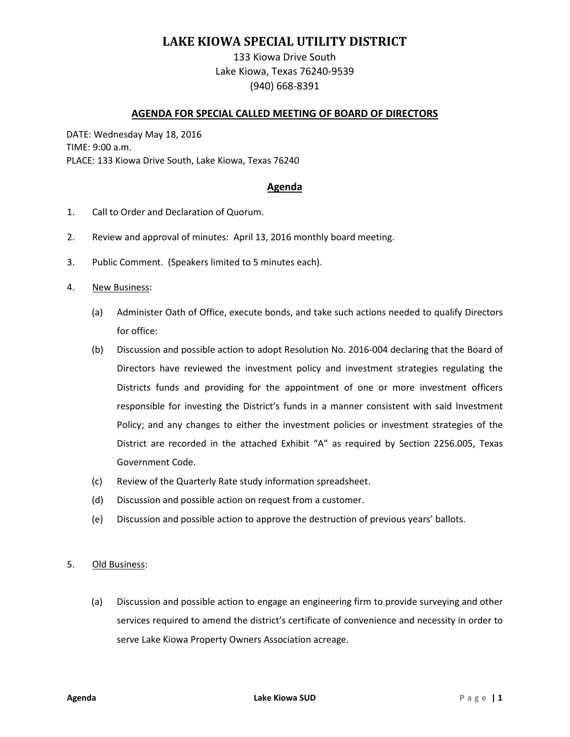# LAKE KIOWA SPECIAL UTILITY DISTRICT

133 Kiowa Drive South
Lake Kiowa, Texas 76240-9539
(940) 668-8391

## AGENDA FOR SPECIAL CALLED MEETING OF BOARD OF DIRECTORS

DATE: Wednesday May 18, 2016
TIME: 9:00 a.m.
PLACE: 133 Kiowa Drive South, Lake Kiowa, Texas 76240

## Agenda

1. Call to Order and Declaration of Quorum.

2. Review and approval of minutes: April 13, 2016 monthly board meeting.

3. Public Comment. (Speakers limited to 5 minutes each).

4. New Business:

   (a) Administer Oath of Office, execute bonds, and take such actions needed to qualify Directors for office:

   (b) Discussion and possible action to adopt Resolution No. 2016-004 declaring that the Board of Directors have reviewed the investment policy and investment strategies regulating the Districts funds and providing for the appointment of one or more investment officers responsible for investing the District's funds in a manner consistent with said Investment Policy; and any changes to either the investment policies or investment strategies of the District are recorded in the attached Exhibit "A" as required by Section 2256.005, Texas Government Code.

   (c) Review of the Quarterly Rate study information spreadsheet.

   (d) Discussion and possible action on request from a customer.

   (e) Discussion and possible action to approve the destruction of previous years' ballots.

5. Old Business:

   (a) Discussion and possible action to engage an engineering firm to provide surveying and other services required to amend the district's certificate of convenience and necessity in order to serve Lake Kiowa Property Owners Association acreage.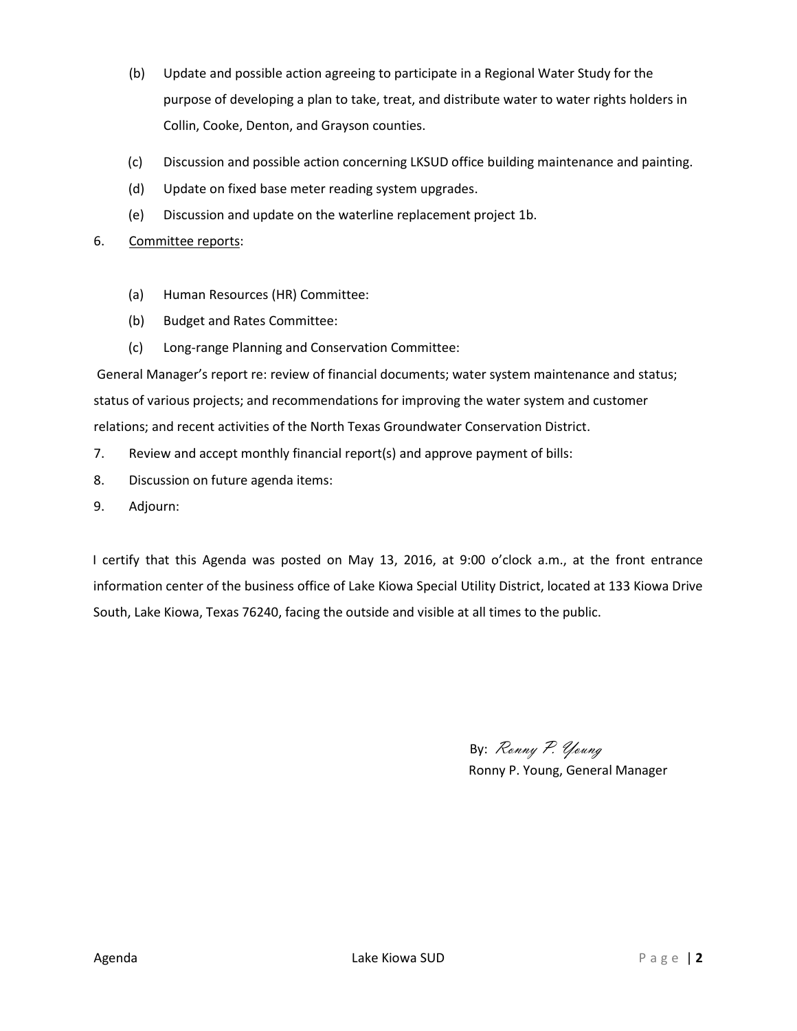(b) Update and possible action agreeing to participate in a Regional Water Study for the purpose of developing a plan to take, treat, and distribute water to water rights holders in Collin, Cooke, Denton, and Grayson counties.

(c) Discussion and possible action concerning LKSUD office building maintenance and painting.

(d) Update on fixed base meter reading system upgrades.

(e) Discussion and update on the waterline replacement project 1b.

6. Committee reports:

   (a) Human Resources (HR) Committee:

   (b) Budget and Rates Committee:

   (c) Long-range Planning and Conservation Committee:

General Manager's report re: review of financial documents; water system maintenance and status; status of various projects; and recommendations for improving the water system and customer relations; and recent activities of the North Texas Groundwater Conservation District.

7. Review and accept monthly financial report(s) and approve payment of bills:

8. Discussion on future agenda items:

9. Adjourn:

I certify that this Agenda was posted on May 13, 2016, at 9:00 o'clock a.m., at the front entrance information center of the business office of Lake Kiowa Special Utility District, located at 133 Kiowa Drive South, Lake Kiowa, Texas 76240, facing the outside and visible at all times to the public.

By: *Ronny P. Young*

Ronny P. Young, General Manager